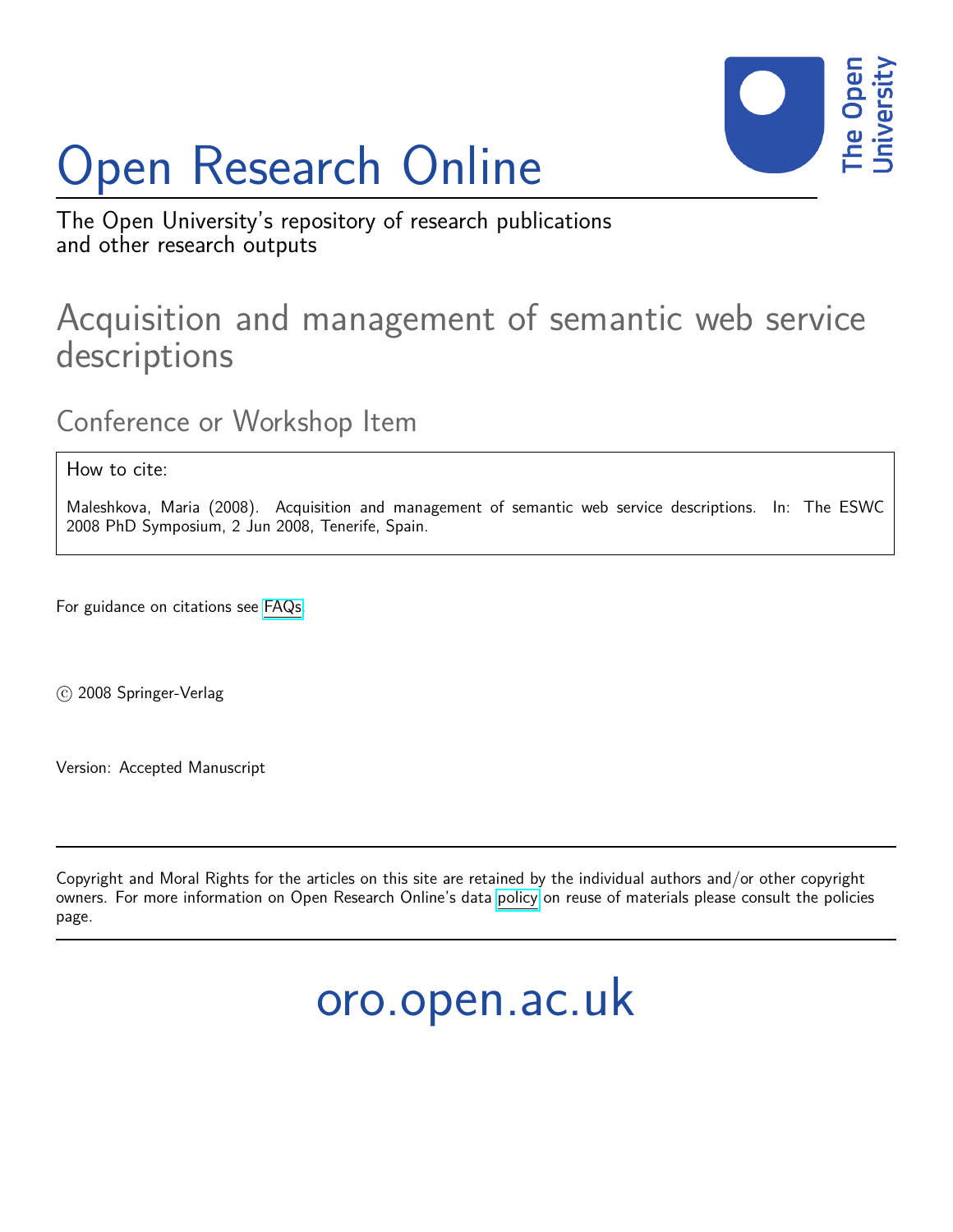# Open Research Online

The Open University's repository of research publications and other research outputs

## Acquisition and management of semantic web service descriptions

### Conference or Workshop Item

How to cite:

Maleshkova, Maria (2008). Acquisition and management of semantic web service descriptions. In: The ESWC 2008 PhD Symposium, 2 Jun 2008, Tenerife, Spain.

For guidance on citations see FAQs.

© 2008 Springer-Verlag

Version: Accepted Manuscript

---

Copyright and Moral Rights for the articles on this site are retained by the individual authors and/or other copyright owners. For more information on Open Research Online's data policy on reuse of materials please consult the policies page.

---

oro.open.ac.uk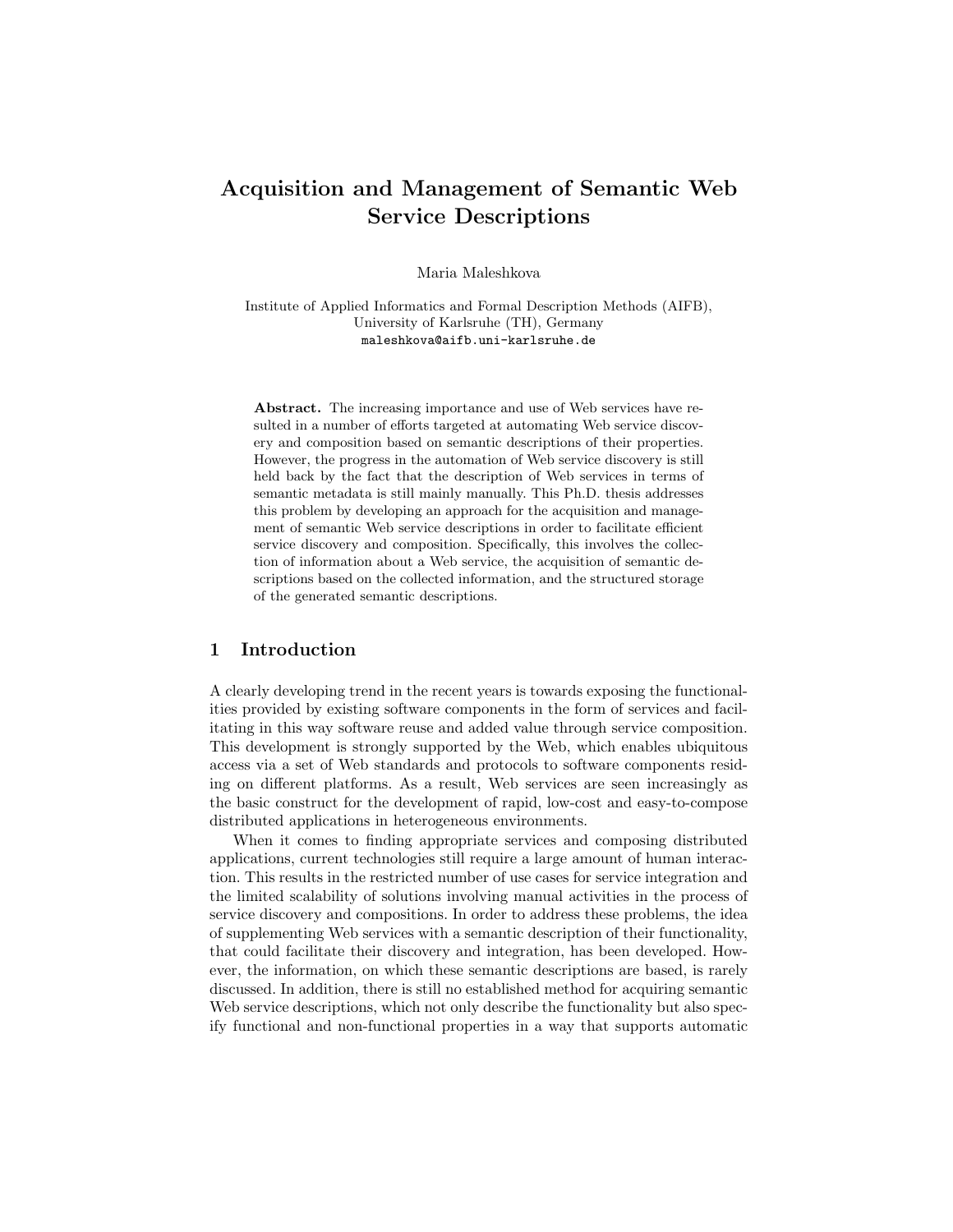# Acquisition and Management of Semantic Web Service Descriptions

Maria Maleshkova

Institute of Applied Informatics and Formal Description Methods (AIFB),
University of Karlsruhe (TH), Germany
maleshkova@aifb.uni-karlsruhe.de

**Abstract.** The increasing importance and use of Web services have resulted in a number of efforts targeted at automating Web service discovery and composition based on semantic descriptions of their properties. However, the progress in the automation of Web service discovery is still held back by the fact that the description of Web services in terms of semantic metadata is still mainly manually. This Ph.D. thesis addresses this problem by developing an approach for the acquisition and management of semantic Web service descriptions in order to facilitate efficient service discovery and composition. Specifically, this involves the collection of information about a Web service, the acquisition of semantic descriptions based on the collected information, and the structured storage of the generated semantic descriptions.

## 1 Introduction

A clearly developing trend in the recent years is towards exposing the functionalities provided by existing software components in the form of services and facilitating in this way software reuse and added value through service composition. This development is strongly supported by the Web, which enables ubiquitous access via a set of Web standards and protocols to software components residing on different platforms. As a result, Web services are seen increasingly as the basic construct for the development of rapid, low-cost and easy-to-compose distributed applications in heterogeneous environments.

When it comes to finding appropriate services and composing distributed applications, current technologies still require a large amount of human interaction. This results in the restricted number of use cases for service integration and the limited scalability of solutions involving manual activities in the process of service discovery and compositions. In order to address these problems, the idea of supplementing Web services with a semantic description of their functionality, that could facilitate their discovery and integration, has been developed. However, the information, on which these semantic descriptions are based, is rarely discussed. In addition, there is still no established method for acquiring semantic Web service descriptions, which not only describe the functionality but also specify functional and non-functional properties in a way that supports automatic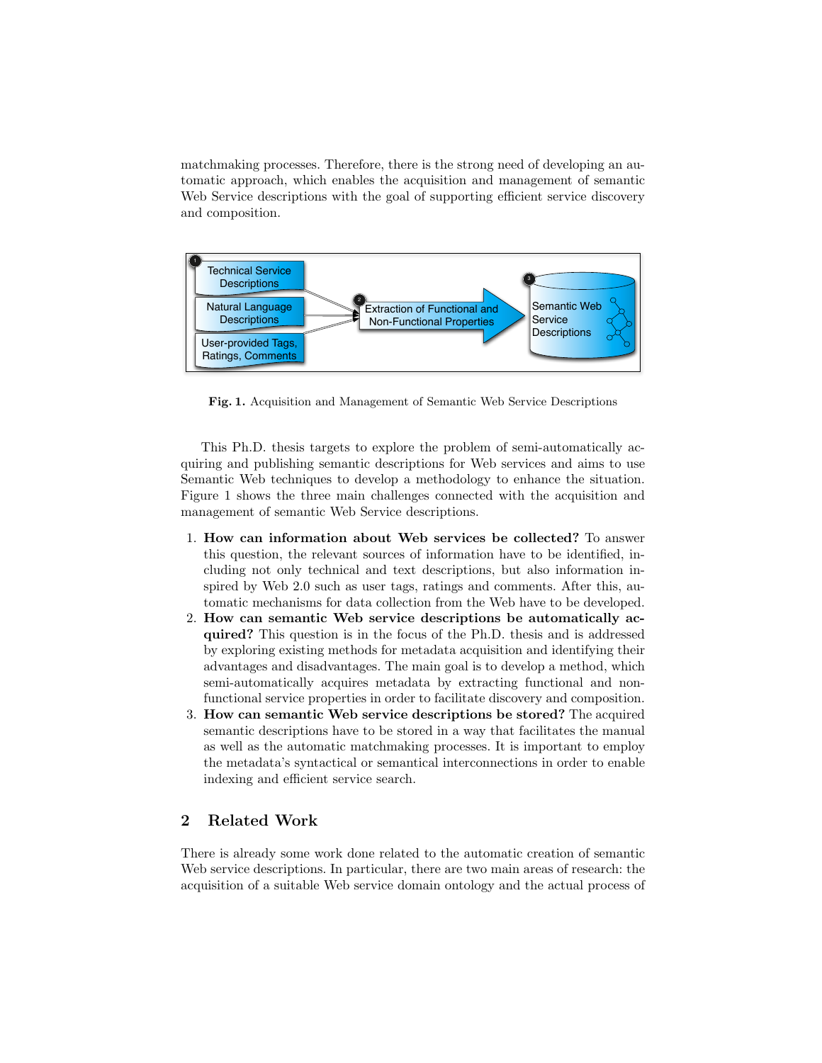matchmaking processes. Therefore, there is the strong need of developing an automatic approach, which enables the acquisition and management of semantic Web Service descriptions with the goal of supporting efficient service discovery and composition.

**Fig. 1.** Acquisition and Management of Semantic Web Service Descriptions

This Ph.D. thesis targets to explore the problem of semi-automatically acquiring and publishing semantic descriptions for Web services and aims to use Semantic Web techniques to develop a methodology to enhance the situation. Figure 1 shows the three main challenges connected with the acquisition and management of semantic Web Service descriptions.

1. **How can information about Web services be collected?** To answer this question, the relevant sources of information have to be identified, including not only technical and text descriptions, but also information inspired by Web 2.0 such as user tags, ratings and comments. After this, automatic mechanisms for data collection from the Web have to be developed.
2. **How can semantic Web service descriptions be automatically acquired?** This question is in the focus of the Ph.D. thesis and is addressed by exploring existing methods for metadata acquisition and identifying their advantages and disadvantages. The main goal is to develop a method, which semi-automatically acquires metadata by extracting functional and non-functional service properties in order to facilitate discovery and composition.
3. **How can semantic Web service descriptions be stored?** The acquired semantic descriptions have to be stored in a way that facilitates the manual as well as the automatic matchmaking processes. It is important to employ the metadata's syntactical or semantical interconnections in order to enable indexing and efficient service search.

## 2 Related Work

There is already some work done related to the automatic creation of semantic Web service descriptions. In particular, there are two main areas of research: the acquisition of a suitable Web service domain ontology and the actual process of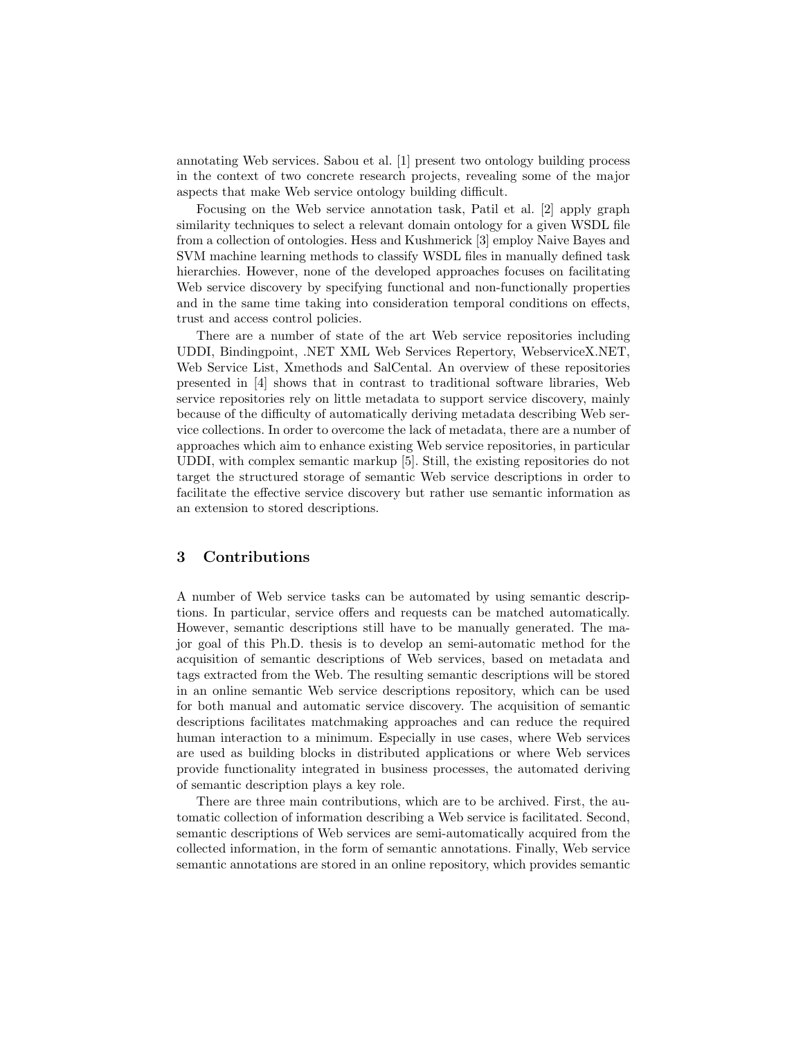annotating Web services. Sabou et al. [1] present two ontology building process in the context of two concrete research projects, revealing some of the major aspects that make Web service ontology building difficult.

Focusing on the Web service annotation task, Patil et al. [2] apply graph similarity techniques to select a relevant domain ontology for a given WSDL file from a collection of ontologies. Hess and Kushmerick [3] employ Naive Bayes and SVM machine learning methods to classify WSDL files in manually defined task hierarchies. However, none of the developed approaches focuses on facilitating Web service discovery by specifying functional and non-functionally properties and in the same time taking into consideration temporal conditions on effects, trust and access control policies.

There are a number of state of the art Web service repositories including UDDI, Bindingpoint, .NET XML Web Services Repertory, WebserviceX.NET, Web Service List, Xmethods and SalCental. An overview of these repositories presented in [4] shows that in contrast to traditional software libraries, Web service repositories rely on little metadata to support service discovery, mainly because of the difficulty of automatically deriving metadata describing Web service collections. In order to overcome the lack of metadata, there are a number of approaches which aim to enhance existing Web service repositories, in particular UDDI, with complex semantic markup [5]. Still, the existing repositories do not target the structured storage of semantic Web service descriptions in order to facilitate the effective service discovery but rather use semantic information as an extension to stored descriptions.

## 3 Contributions

A number of Web service tasks can be automated by using semantic descriptions. In particular, service offers and requests can be matched automatically. However, semantic descriptions still have to be manually generated. The major goal of this Ph.D. thesis is to develop an semi-automatic method for the acquisition of semantic descriptions of Web services, based on metadata and tags extracted from the Web. The resulting semantic descriptions will be stored in an online semantic Web service descriptions repository, which can be used for both manual and automatic service discovery. The acquisition of semantic descriptions facilitates matchmaking approaches and can reduce the required human interaction to a minimum. Especially in use cases, where Web services are used as building blocks in distributed applications or where Web services provide functionality integrated in business processes, the automated deriving of semantic description plays a key role.

There are three main contributions, which are to be archived. First, the automatic collection of information describing a Web service is facilitated. Second, semantic descriptions of Web services are semi-automatically acquired from the collected information, in the form of semantic annotations. Finally, Web service semantic annotations are stored in an online repository, which provides semantic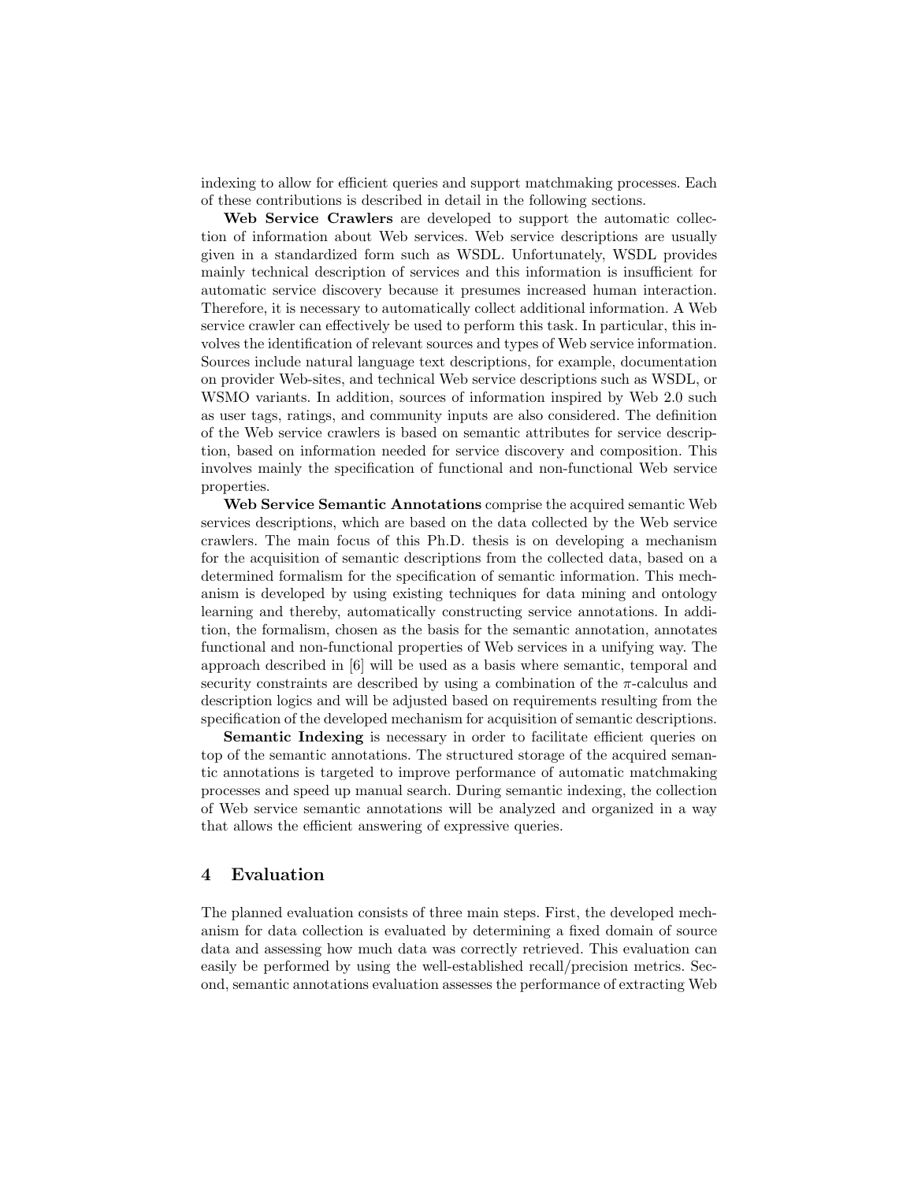indexing to allow for efficient queries and support matchmaking processes. Each of these contributions is described in detail in the following sections.

**Web Service Crawlers** are developed to support the automatic collection of information about Web services. Web service descriptions are usually given in a standardized form such as WSDL. Unfortunately, WSDL provides mainly technical description of services and this information is insufficient for automatic service discovery because it presumes increased human interaction. Therefore, it is necessary to automatically collect additional information. A Web service crawler can effectively be used to perform this task. In particular, this involves the identification of relevant sources and types of Web service information. Sources include natural language text descriptions, for example, documentation on provider Web-sites, and technical Web service descriptions such as WSDL, or WSMO variants. In addition, sources of information inspired by Web 2.0 such as user tags, ratings, and community inputs are also considered. The definition of the Web service crawlers is based on semantic attributes for service description, based on information needed for service discovery and composition. This involves mainly the specification of functional and non-functional Web service properties.

**Web Service Semantic Annotations** comprise the acquired semantic Web services descriptions, which are based on the data collected by the Web service crawlers. The main focus of this Ph.D. thesis is on developing a mechanism for the acquisition of semantic descriptions from the collected data, based on a determined formalism for the specification of semantic information. This mechanism is developed by using existing techniques for data mining and ontology learning and thereby, automatically constructing service annotations. In addition, the formalism, chosen as the basis for the semantic annotation, annotates functional and non-functional properties of Web services in a unifying way. The approach described in [6] will be used as a basis where semantic, temporal and security constraints are described by using a combination of the $\pi$-calculus and description logics and will be adjusted based on requirements resulting from the specification of the developed mechanism for acquisition of semantic descriptions.

**Semantic Indexing** is necessary in order to facilitate efficient queries on top of the semantic annotations. The structured storage of the acquired semantic annotations is targeted to improve performance of automatic matchmaking processes and speed up manual search. During semantic indexing, the collection of Web service semantic annotations will be analyzed and organized in a way that allows the efficient answering of expressive queries.

## 4 Evaluation

The planned evaluation consists of three main steps. First, the developed mechanism for data collection is evaluated by determining a fixed domain of source data and assessing how much data was correctly retrieved. This evaluation can easily be performed by using the well-established recall/precision metrics. Second, semantic annotations evaluation assesses the performance of extracting Web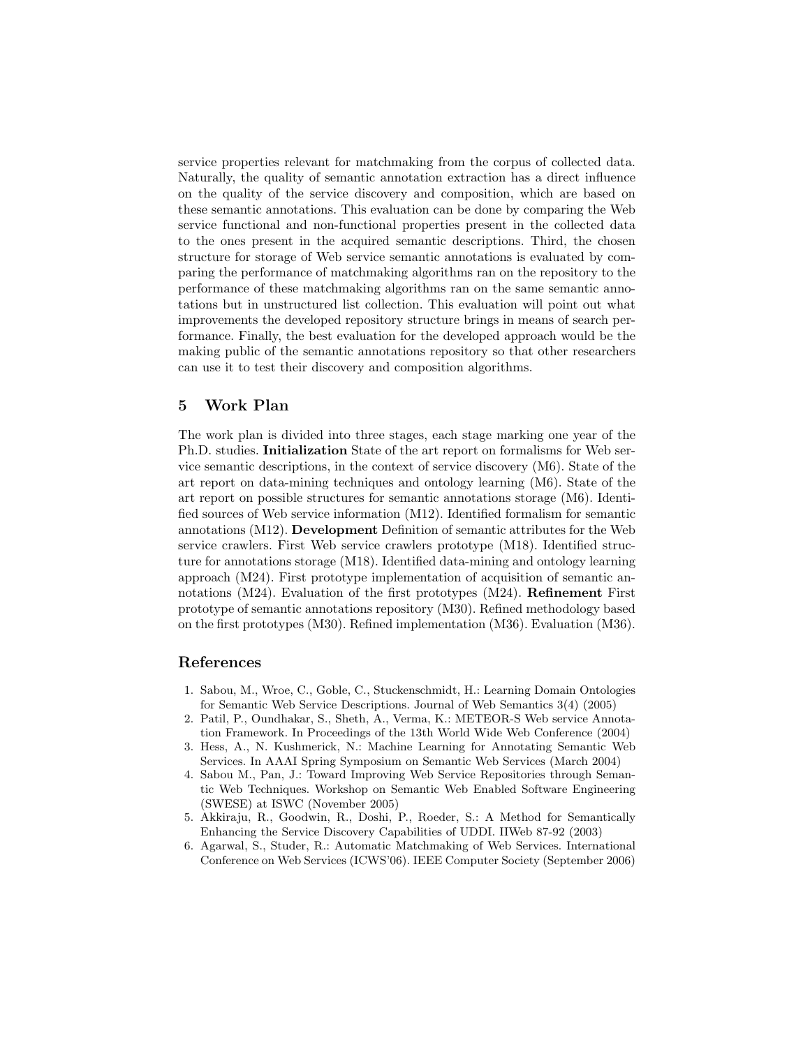service properties relevant for matchmaking from the corpus of collected data. Naturally, the quality of semantic annotation extraction has a direct influence on the quality of the service discovery and composition, which are based on these semantic annotations. This evaluation can be done by comparing the Web service functional and non-functional properties present in the collected data to the ones present in the acquired semantic descriptions. Third, the chosen structure for storage of Web service semantic annotations is evaluated by comparing the performance of matchmaking algorithms ran on the repository to the performance of these matchmaking algorithms ran on the same semantic annotations but in unstructured list collection. This evaluation will point out what improvements the developed repository structure brings in means of search performance. Finally, the best evaluation for the developed approach would be the making public of the semantic annotations repository so that other researchers can use it to test their discovery and composition algorithms.

## 5 Work Plan

The work plan is divided into three stages, each stage marking one year of the Ph.D. studies. **Initialization** State of the art report on formalisms for Web service semantic descriptions, in the context of service discovery (M6). State of the art report on data-mining techniques and ontology learning (M6). State of the art report on possible structures for semantic annotations storage (M6). Identified sources of Web service information (M12). Identified formalism for semantic annotations (M12). **Development** Definition of semantic attributes for the Web service crawlers. First Web service crawlers prototype (M18). Identified structure for annotations storage (M18). Identified data-mining and ontology learning approach (M24). First prototype implementation of acquisition of semantic annotations (M24). Evaluation of the first prototypes (M24). **Refinement** First prototype of semantic annotations repository (M30). Refined methodology based on the first prototypes (M30). Refined implementation (M36). Evaluation (M36).

## References

1. Sabou, M., Wroe, C., Goble, C., Stuckenschmidt, H.: Learning Domain Ontologies for Semantic Web Service Descriptions. Journal of Web Semantics 3(4) (2005)
2. Patil, P., Oundhakar, S., Sheth, A., Verma, K.: METEOR-S Web service Annotation Framework. In Proceedings of the 13th World Wide Web Conference (2004)
3. Hess, A., N. Kushmerick, N.: Machine Learning for Annotating Semantic Web Services. In AAAI Spring Symposium on Semantic Web Services (March 2004)
4. Sabou M., Pan, J.: Toward Improving Web Service Repositories through Semantic Web Techniques. Workshop on Semantic Web Enabled Software Engineering (SWESE) at ISWC (November 2005)
5. Akkiraju, R., Goodwin, R., Doshi, P., Roeder, S.: A Method for Semantically Enhancing the Service Discovery Capabilities of UDDI. IIWeb 87-92 (2003)
6. Agarwal, S., Studer, R.: Automatic Matchmaking of Web Services. International Conference on Web Services (ICWS'06). IEEE Computer Society (September 2006)